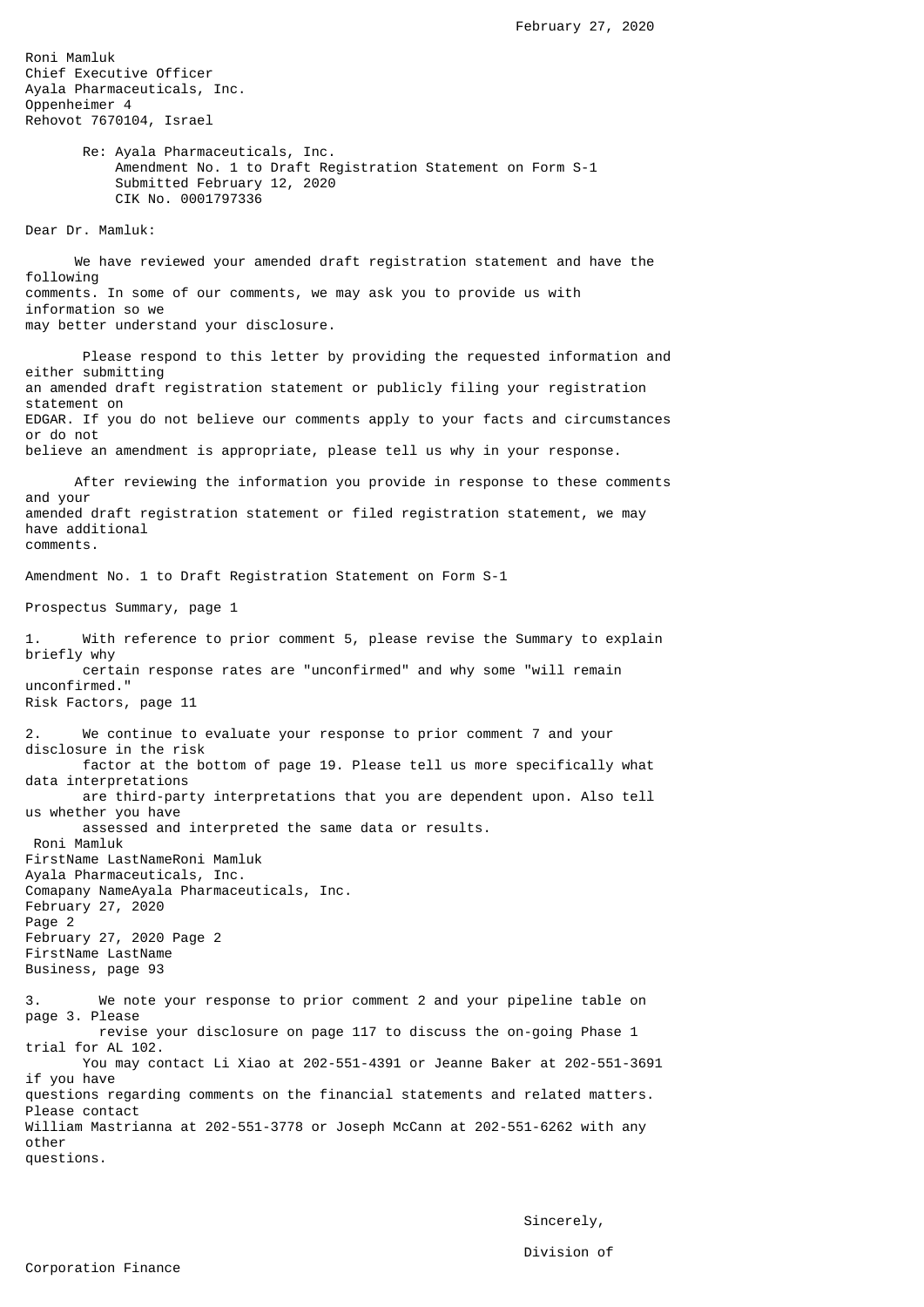February 27, 2020

Roni Mamluk
Chief Executive Officer
Ayala Pharmaceuticals, Inc.
Oppenheimer 4
Rehovot 7670104, Israel

Re: Ayala Pharmaceuticals, Inc.
Amendment No. 1 to Draft Registration Statement on Form S-1
Submitted February 12, 2020
CIK No. 0001797336

Dear Dr. Mamluk:

We have reviewed your amended draft registration statement and have the following comments. In some of our comments, we may ask you to provide us with information so we may better understand your disclosure.

Please respond to this letter by providing the requested information and either submitting an amended draft registration statement or publicly filing your registration statement on EDGAR. If you do not believe our comments apply to your facts and circumstances or do not believe an amendment is appropriate, please tell us why in your response.

After reviewing the information you provide in response to these comments and your amended draft registration statement or filed registration statement, we may have additional comments.

Amendment No. 1 to Draft Registration Statement on Form S-1

Prospectus Summary, page 1

1. With reference to prior comment 5, please revise the Summary to explain briefly why certain response rates are "unconfirmed" and why some "will remain unconfirmed."

Risk Factors, page 11

2. We continue to evaluate your response to prior comment 7 and your disclosure in the risk factor at the bottom of page 19. Please tell us more specifically what data interpretations are third-party interpretations that you are dependent upon. Also tell us whether you have assessed and interpreted the same data or results.

Business, page 93

3. We note your response to prior comment 2 and your pipeline table on page 3. Please revise your disclosure on page 117 to discuss the on-going Phase 1 trial for AL 102.

You may contact Li Xiao at 202-551-4391 or Jeanne Baker at 202-551-3691 if you have questions regarding comments on the financial statements and related matters. Please contact William Mastrianna at 202-551-3778 or Joseph McCann at 202-551-6262 with any other questions.

Sincerely,

Division of Corporation Finance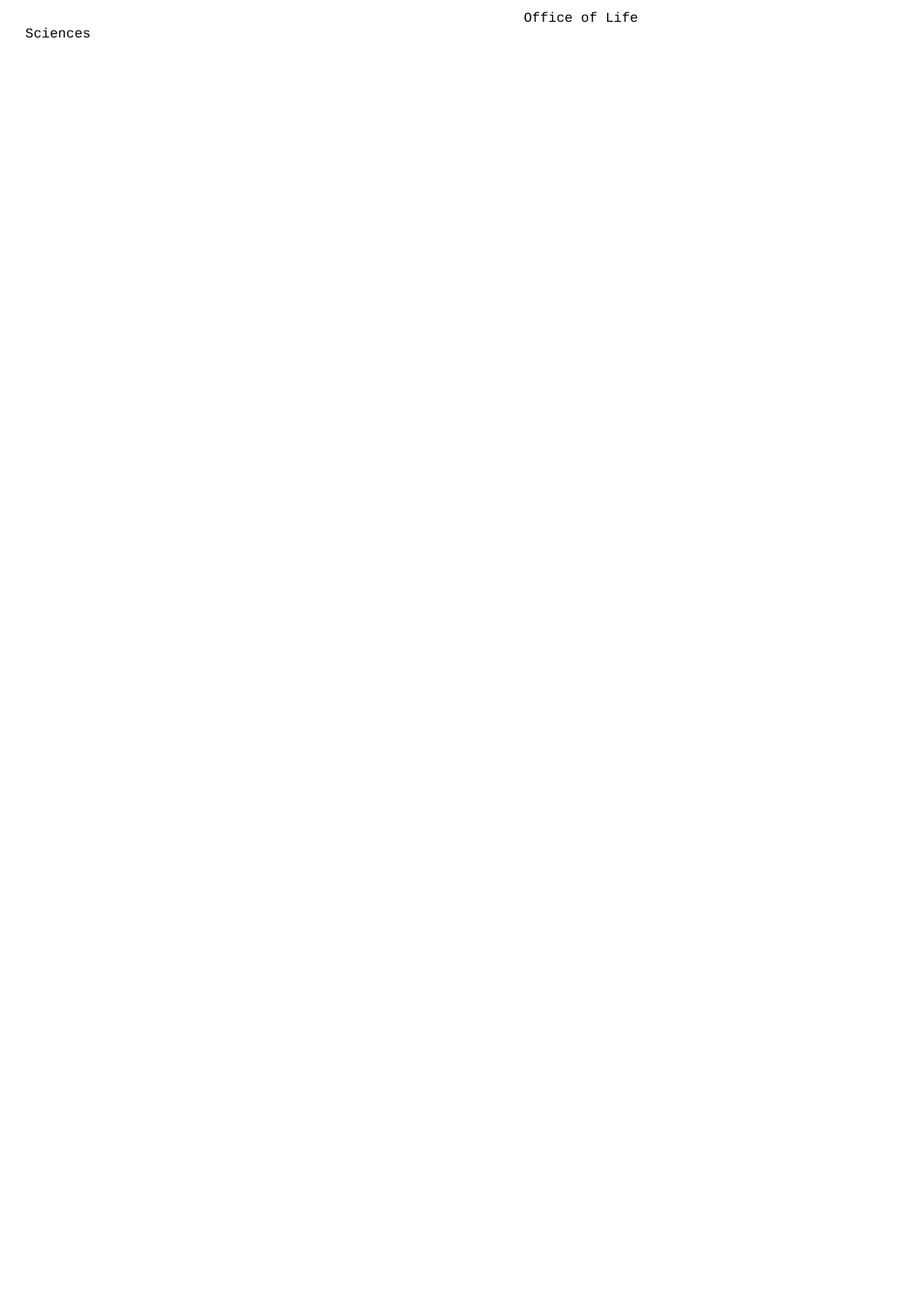Office of Life Sciences